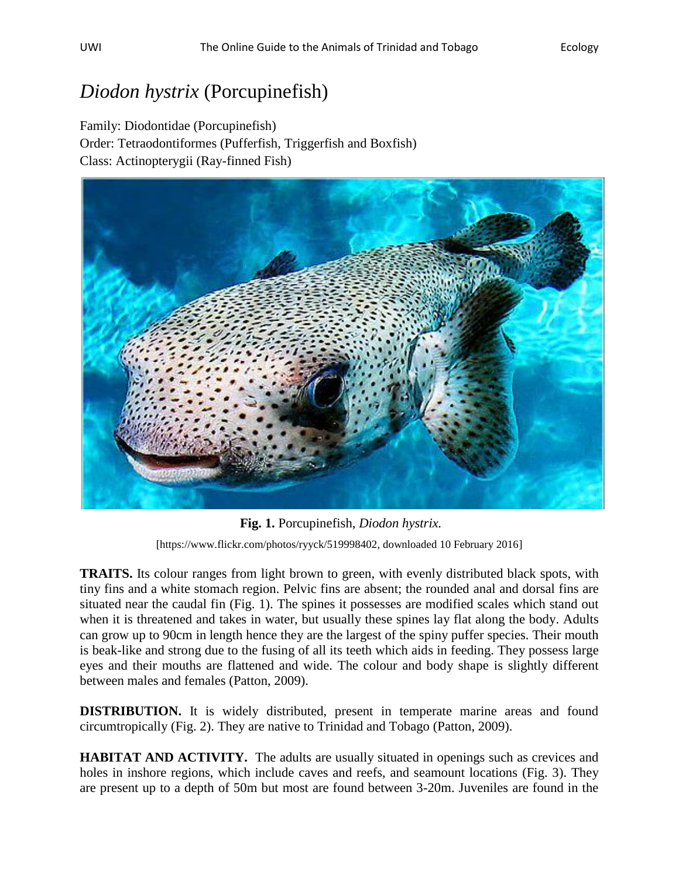# *Diodon hystrix* (Porcupinefish)

Family: Diodontidae (Porcupinefish)
Order: Tetraodontiformes (Pufferfish, Triggerfish and Boxfish)
Class: Actinopterygii (Ray-finned Fish)

**Fig. 1.** Porcupinefish, *Diodon hystrix.*

[https://www.flickr.com/photos/ryyck/519998402, downloaded 10 February 2016]

**TRAITS.** Its colour ranges from light brown to green, with evenly distributed black spots, with tiny fins and a white stomach region. Pelvic fins are absent; the rounded anal and dorsal fins are situated near the caudal fin (Fig. 1). The spines it possesses are modified scales which stand out when it is threatened and takes in water, but usually these spines lay flat along the body. Adults can grow up to 90cm in length hence they are the largest of the spiny puffer species. Their mouth is beak-like and strong due to the fusing of all its teeth which aids in feeding. They possess large eyes and their mouths are flattened and wide. The colour and body shape is slightly different between males and females (Patton, 2009).

**DISTRIBUTION.** It is widely distributed, present in temperate marine areas and found circumtropically (Fig. 2). They are native to Trinidad and Tobago (Patton, 2009).

**HABITAT AND ACTIVITY.** The adults are usually situated in openings such as crevices and holes in inshore regions, which include caves and reefs, and seamount locations (Fig. 3). They are present up to a depth of 50m but most are found between 3-20m. Juveniles are found in the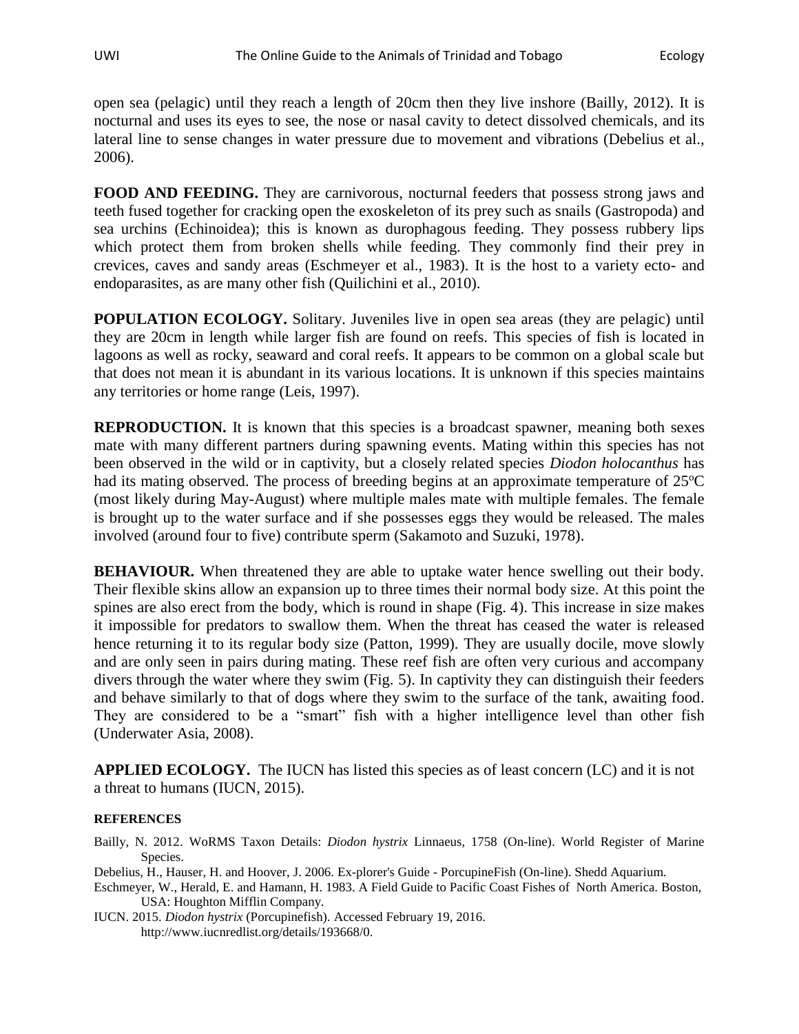open sea (pelagic) until they reach a length of 20cm then they live inshore (Bailly, 2012). It is nocturnal and uses its eyes to see, the nose or nasal cavity to detect dissolved chemicals, and its lateral line to sense changes in water pressure due to movement and vibrations (Debelius et al., 2006).

**FOOD AND FEEDING.** They are carnivorous, nocturnal feeders that possess strong jaws and teeth fused together for cracking open the exoskeleton of its prey such as snails (Gastropoda) and sea urchins (Echinoidea); this is known as durophagous feeding. They possess rubbery lips which protect them from broken shells while feeding. They commonly find their prey in crevices, caves and sandy areas (Eschmeyer et al., 1983). It is the host to a variety ecto- and endoparasites, as are many other fish (Quilichini et al., 2010).

**POPULATION ECOLOGY.** Solitary. Juveniles live in open sea areas (they are pelagic) until they are 20cm in length while larger fish are found on reefs. This species of fish is located in lagoons as well as rocky, seaward and coral reefs. It appears to be common on a global scale but that does not mean it is abundant in its various locations. It is unknown if this species maintains any territories or home range (Leis, 1997).

**REPRODUCTION.** It is known that this species is a broadcast spawner, meaning both sexes mate with many different partners during spawning events. Mating within this species has not been observed in the wild or in captivity, but a closely related species *Diodon holocanthus* has had its mating observed. The process of breeding begins at an approximate temperature of 25ºC (most likely during May-August) where multiple males mate with multiple females. The female is brought up to the water surface and if she possesses eggs they would be released. The males involved (around four to five) contribute sperm (Sakamoto and Suzuki, 1978).

**BEHAVIOUR.** When threatened they are able to uptake water hence swelling out their body. Their flexible skins allow an expansion up to three times their normal body size. At this point the spines are also erect from the body, which is round in shape (Fig. 4). This increase in size makes it impossible for predators to swallow them. When the threat has ceased the water is released hence returning it to its regular body size (Patton, 1999). They are usually docile, move slowly and are only seen in pairs during mating. These reef fish are often very curious and accompany divers through the water where they swim (Fig. 5). In captivity they can distinguish their feeders and behave similarly to that of dogs where they swim to the surface of the tank, awaiting food. They are considered to be a "smart" fish with a higher intelligence level than other fish (Underwater Asia, 2008).

**APPLIED ECOLOGY.** The IUCN has listed this species as of least concern (LC) and it is not a threat to humans (IUCN, 2015).

**REFERENCES**

Bailly, N. 2012. WoRMS Taxon Details: *Diodon hystrix* Linnaeus, 1758 (On-line). World Register of Marine Species.

Debelius, H., Hauser, H. and Hoover, J. 2006. Ex-plorer's Guide - PorcupineFish (On-line). Shedd Aquarium.

Eschmeyer, W., Herald, E. and Hamann, H. 1983. A Field Guide to Pacific Coast Fishes of North America. Boston, USA: Houghton Mifflin Company.

IUCN. 2015. *Diodon hystrix* (Porcupinefish). Accessed February 19, 2016. http://www.iucnredlist.org/details/193668/0.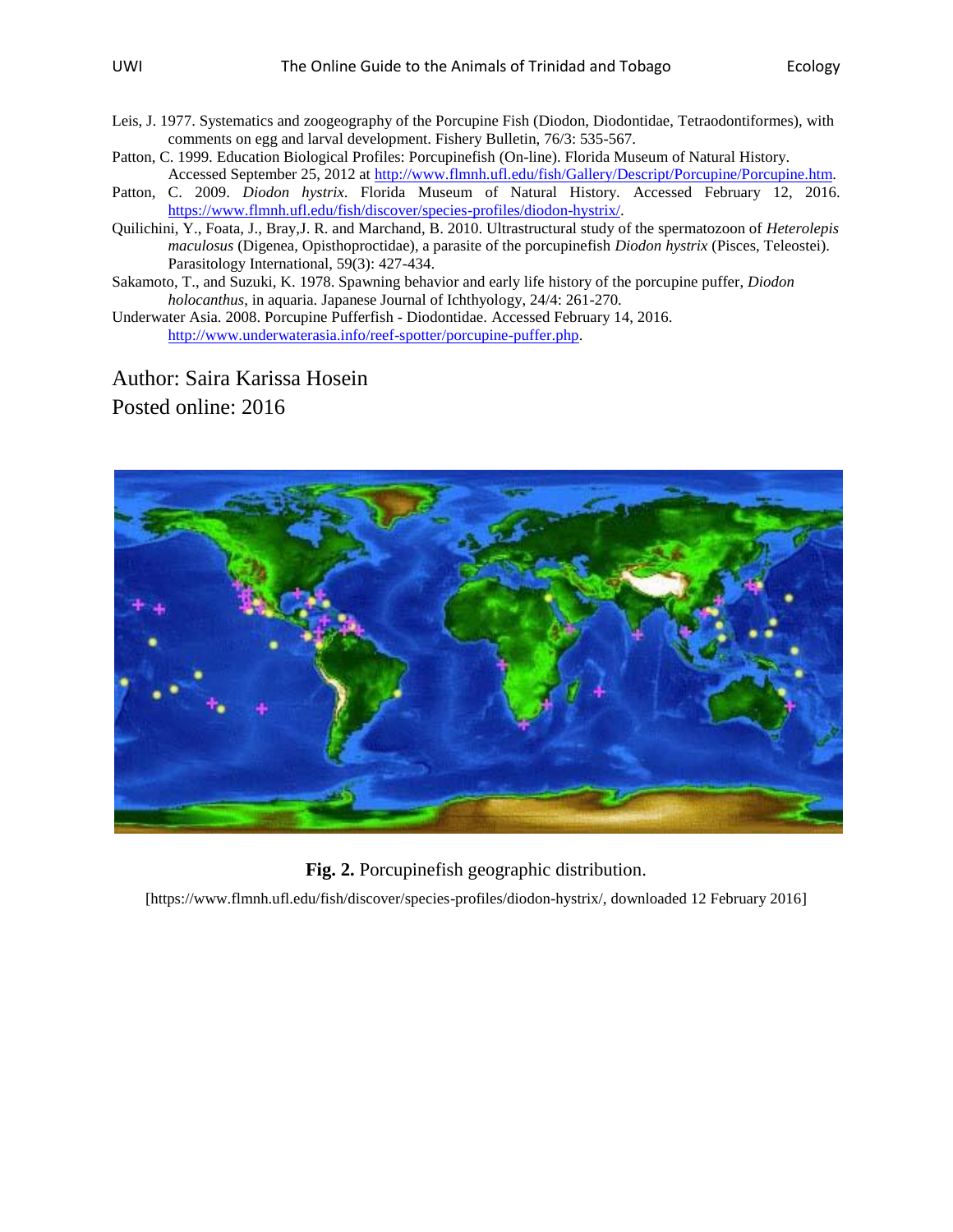Leis, J. 1977. Systematics and zoogeography of the Porcupine Fish (Diodon, Diodontidae, Tetraodontiformes), with comments on egg and larval development. Fishery Bulletin, 76/3: 535-567.

Patton, C. 1999. Education Biological Profiles: Porcupinefish (On-line). Florida Museum of Natural History. Accessed September 25, 2012 at http://www.flmnh.ufl.edu/fish/Gallery/Descript/Porcupine/Porcupine.htm.

Patton, C. 2009. *Diodon hystrix*. Florida Museum of Natural History. Accessed February 12, 2016. https://www.flmnh.ufl.edu/fish/discover/species-profiles/diodon-hystrix/.

Quilichini, Y., Foata, J., Bray,J. R. and Marchand, B. 2010. Ultrastructural study of the spermatozoon of *Heterolepis maculosus* (Digenea, Opisthoproctidae), a parasite of the porcupinefish *Diodon hystrix* (Pisces, Teleostei). Parasitology International, 59(3): 427-434.

Sakamoto, T., and Suzuki, K. 1978. Spawning behavior and early life history of the porcupine puffer, *Diodon holocanthus*, in aquaria. Japanese Journal of Ichthyology, 24/4: 261-270.

Underwater Asia. 2008. Porcupine Pufferfish - Diodontidae. Accessed February 14, 2016. http://www.underwaterasia.info/reef-spotter/porcupine-puffer.php.

Author: Saira Karissa Hosein

Posted online: 2016

**Fig. 2.** Porcupinefish geographic distribution.

[https://www.flmnh.ufl.edu/fish/discover/species-profiles/diodon-hystrix/, downloaded 12 February 2016]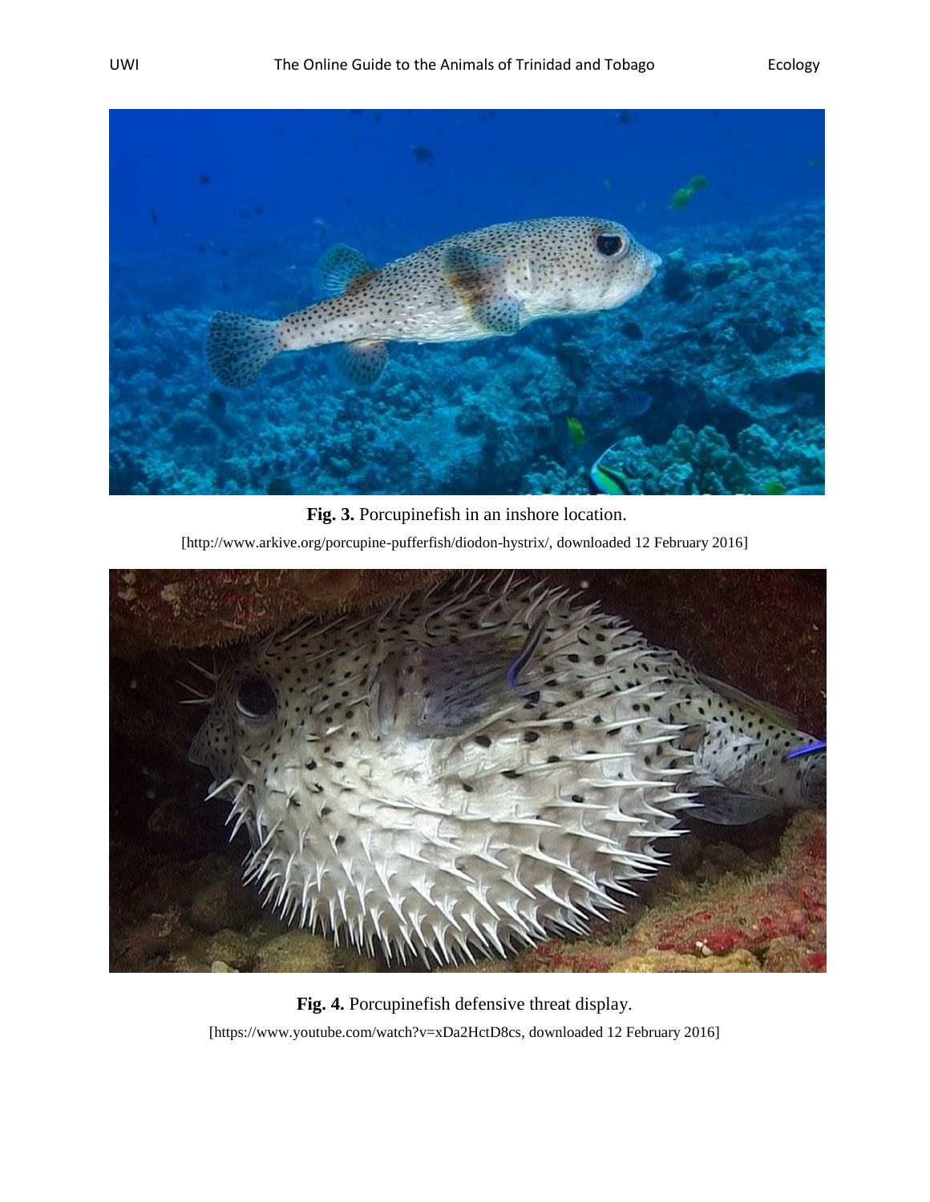**Fig. 3.** Porcupinefish in an inshore location.

[http://www.arkive.org/porcupine-pufferfish/diodon-hystrix/, downloaded 12 February 2016]

**Fig. 4.** Porcupinefish defensive threat display.

[https://www.youtube.com/watch?v=xDa2HctD8cs, downloaded 12 February 2016]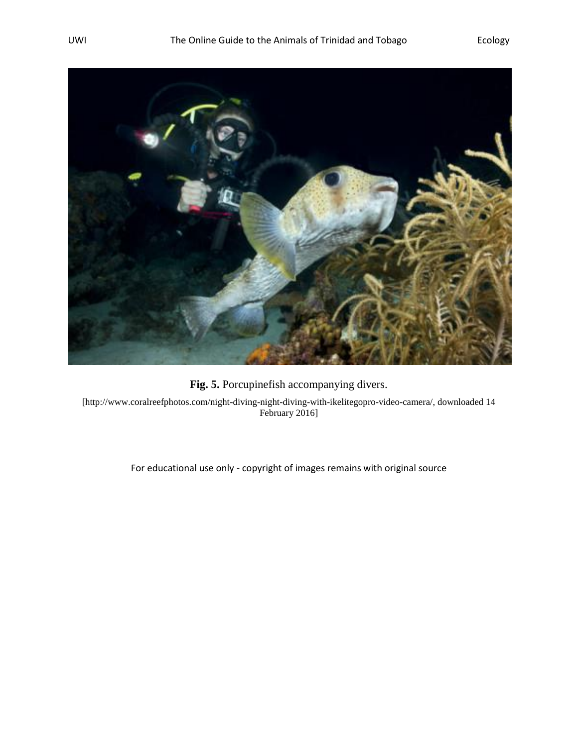**Fig. 5.** Porcupinefish accompanying divers.

[http://www.coralreefphotos.com/night-diving-night-diving-with-ikelitegopro-video-camera/, downloaded 14 February 2016]

For educational use only - copyright of images remains with original source